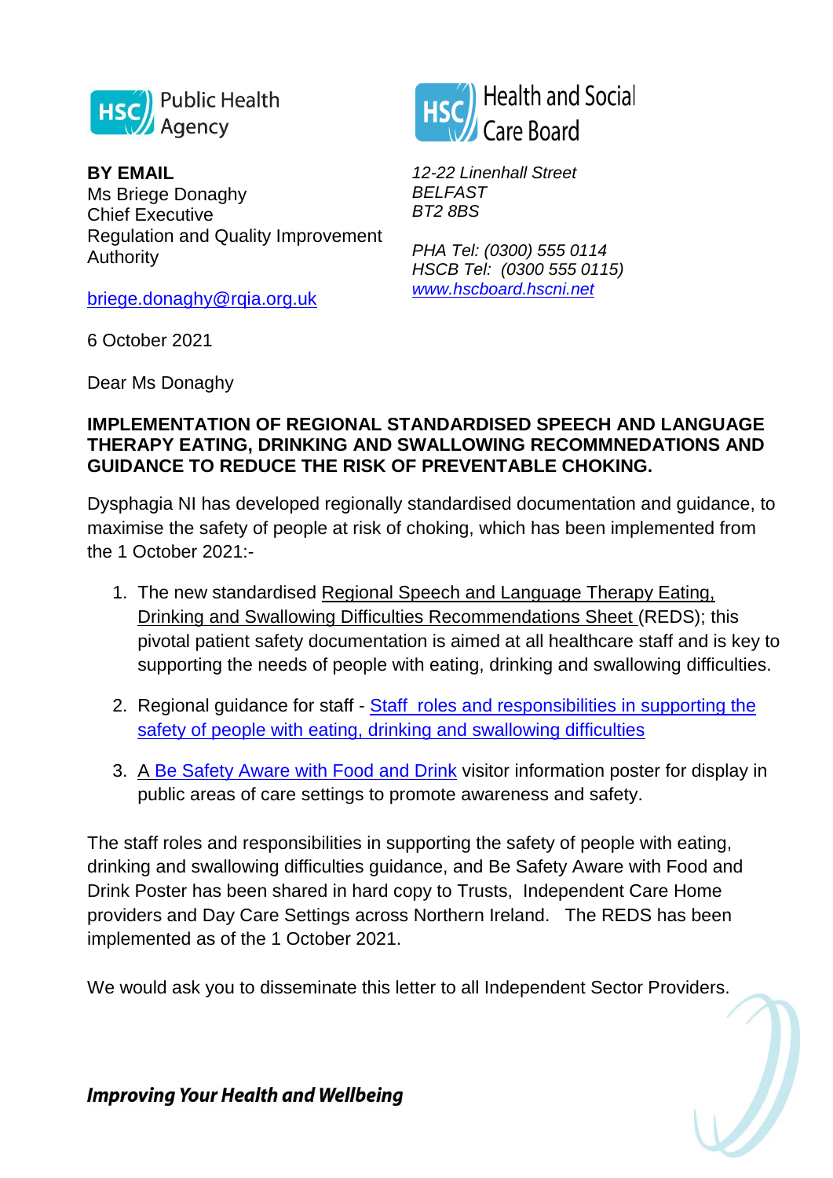Public Health Agency

Health and Social Care Board

**BY EMAIL**
Ms Briege Donaghy
Chief Executive
Regulation and Quality Improvement Authority

briege.donaghy@rqia.org.uk

*12-22 Linenhall Street*
*BELFAST*
*BT2 8BS*

*PHA Tel: (0300) 555 0114*
*HSCB Tel: (0300 555 0115)*
*www.hscboard.hscni.net*

6 October 2021

Dear Ms Donaghy

**IMPLEMENTATION OF REGIONAL STANDARDISED SPEECH AND LANGUAGE THERAPY EATING, DRINKING AND SWALLOWING RECOMMNEDATIONS AND GUIDANCE TO REDUCE THE RISK OF PREVENTABLE CHOKING.**

Dysphagia NI has developed regionally standardised documentation and guidance, to maximise the safety of people at risk of choking, which has been implemented from the 1 October 2021:-

1. The new standardised Regional Speech and Language Therapy Eating, Drinking and Swallowing Difficulties Recommendations Sheet (REDS); this pivotal patient safety documentation is aimed at all healthcare staff and is key to supporting the needs of people with eating, drinking and swallowing difficulties.
2. Regional guidance for staff - Staff roles and responsibilities in supporting the safety of people with eating, drinking and swallowing difficulties
3. A Be Safety Aware with Food and Drink visitor information poster for display in public areas of care settings to promote awareness and safety.

The staff roles and responsibilities in supporting the safety of people with eating, drinking and swallowing difficulties guidance, and Be Safety Aware with Food and Drink Poster has been shared in hard copy to Trusts, Independent Care Home providers and Day Care Settings across Northern Ireland. The REDS has been implemented as of the 1 October 2021.

We would ask you to disseminate this letter to all Independent Sector Providers.

***Improving Your Health and Wellbeing***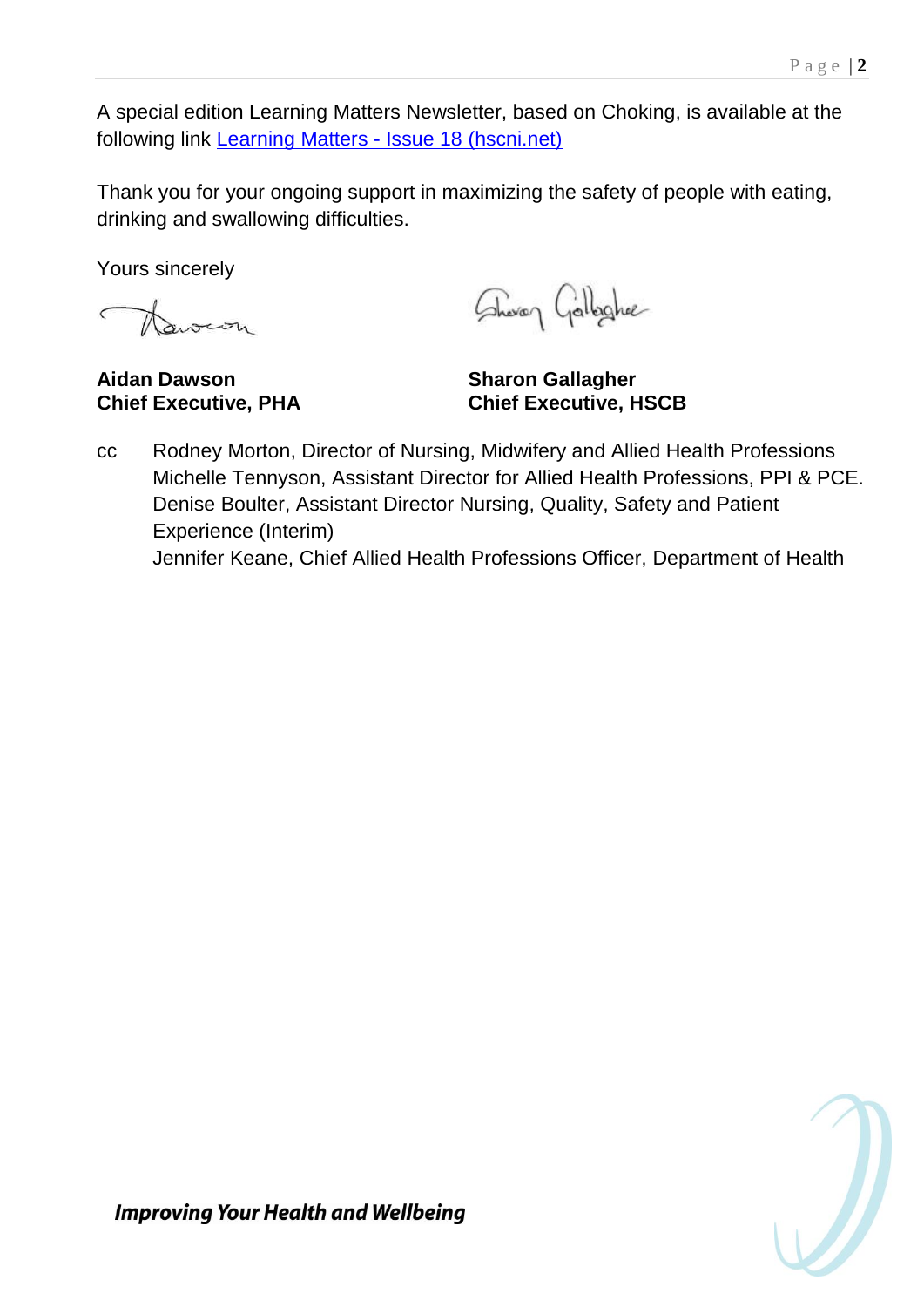A special edition Learning Matters Newsletter, based on Choking, is available at the following link [Learning Matters - Issue 18 (hscni.net)]

Thank you for your ongoing support in maximizing the safety of people with eating, drinking and swallowing difficulties.

Yours sincerely

**Aidan Dawson**
**Chief Executive, PHA**

**Sharon Gallagher**
**Chief Executive, HSCB**

cc Rodney Morton, Director of Nursing, Midwifery and Allied Health Professions
Michelle Tennyson, Assistant Director for Allied Health Professions, PPI & PCE.
Denise Boulter, Assistant Director Nursing, Quality, Safety and Patient Experience (Interim)
Jennifer Keane, Chief Allied Health Professions Officer, Department of Health

***Improving Your Health and Wellbeing***